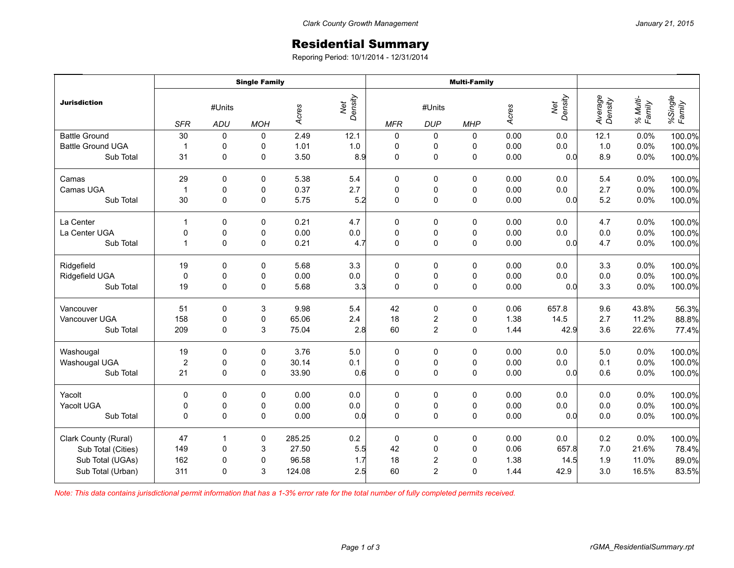Clark County Growth Management

January 21, 2015

# Residential Summary

Reporing Period: 10/1/2014 - 12/31/2014

| Jurisdiction | Single Family | | | | | Multi-Family | | | | | | | |
|---|---|---|---|---|---|---|---|---|---|---|---|---|---|
| | #Units | | | Acres | Net Density | #Units | | | Acres | Net Density | Average Density | % Multi-Family | %Single Family |
| | SFR | ADU | MOH | | | MFR | DUP | MHP | | | | | |
| Battle Ground | 30 | 0 | 0 | 2.49 | 12.1 | 0 | 0 | 0 | 0.00 | 0.0 | 12.1 | 0.0% | 100.0% |
| Battle Ground UGA | 1 | 0 | 0 | 1.01 | 1.0 | 0 | 0 | 0 | 0.00 | 0.0 | 1.0 | 0.0% | 100.0% |
| Sub Total | 31 | 0 | 0 | 3.50 | 8.9 | 0 | 0 | 0 | 0.00 | 0.0 | 8.9 | 0.0% | 100.0% |
| Camas | 29 | 0 | 0 | 5.38 | 5.4 | 0 | 0 | 0 | 0.00 | 0.0 | 5.4 | 0.0% | 100.0% |
| Camas UGA | 1 | 0 | 0 | 0.37 | 2.7 | 0 | 0 | 0 | 0.00 | 0.0 | 2.7 | 0.0% | 100.0% |
| Sub Total | 30 | 0 | 0 | 5.75 | 5.2 | 0 | 0 | 0 | 0.00 | 0.0 | 5.2 | 0.0% | 100.0% |
| La Center | 1 | 0 | 0 | 0.21 | 4.7 | 0 | 0 | 0 | 0.00 | 0.0 | 4.7 | 0.0% | 100.0% |
| La Center UGA | 0 | 0 | 0 | 0.00 | 0.0 | 0 | 0 | 0 | 0.00 | 0.0 | 0.0 | 0.0% | 100.0% |
| Sub Total | 1 | 0 | 0 | 0.21 | 4.7 | 0 | 0 | 0 | 0.00 | 0.0 | 4.7 | 0.0% | 100.0% |
| Ridgefield | 19 | 0 | 0 | 5.68 | 3.3 | 0 | 0 | 0 | 0.00 | 0.0 | 3.3 | 0.0% | 100.0% |
| Ridgefield UGA | 0 | 0 | 0 | 0.00 | 0.0 | 0 | 0 | 0 | 0.00 | 0.0 | 0.0 | 0.0% | 100.0% |
| Sub Total | 19 | 0 | 0 | 5.68 | 3.3 | 0 | 0 | 0 | 0.00 | 0.0 | 3.3 | 0.0% | 100.0% |
| Vancouver | 51 | 0 | 3 | 9.98 | 5.4 | 42 | 0 | 0 | 0.06 | 657.8 | 9.6 | 43.8% | 56.3% |
| Vancouver UGA | 158 | 0 | 0 | 65.06 | 2.4 | 18 | 2 | 0 | 1.38 | 14.5 | 2.7 | 11.2% | 88.8% |
| Sub Total | 209 | 0 | 3 | 75.04 | 2.8 | 60 | 2 | 0 | 1.44 | 42.9 | 3.6 | 22.6% | 77.4% |
| Washougal | 19 | 0 | 0 | 3.76 | 5.0 | 0 | 0 | 0 | 0.00 | 0.0 | 5.0 | 0.0% | 100.0% |
| Washougal UGA | 2 | 0 | 0 | 30.14 | 0.1 | 0 | 0 | 0 | 0.00 | 0.0 | 0.1 | 0.0% | 100.0% |
| Sub Total | 21 | 0 | 0 | 33.90 | 0.6 | 0 | 0 | 0 | 0.00 | 0.0 | 0.6 | 0.0% | 100.0% |
| Yacolt | 0 | 0 | 0 | 0.00 | 0.0 | 0 | 0 | 0 | 0.00 | 0.0 | 0.0 | 0.0% | 100.0% |
| Yacolt UGA | 0 | 0 | 0 | 0.00 | 0.0 | 0 | 0 | 0 | 0.00 | 0.0 | 0.0 | 0.0% | 100.0% |
| Sub Total | 0 | 0 | 0 | 0.00 | 0.0 | 0 | 0 | 0 | 0.00 | 0.0 | 0.0 | 0.0% | 100.0% |
| Clark County (Rural) | 47 | 1 | 0 | 285.25 | 0.2 | 0 | 0 | 0 | 0.00 | 0.0 | 0.2 | 0.0% | 100.0% |
| Sub Total (Cities) | 149 | 0 | 3 | 27.50 | 5.5 | 42 | 0 | 0 | 0.06 | 657.8 | 7.0 | 21.6% | 78.4% |
| Sub Total (UGAs) | 162 | 0 | 0 | 96.58 | 1.7 | 18 | 2 | 0 | 1.38 | 14.5 | 1.9 | 11.0% | 89.0% |
| Sub Total (Urban) | 311 | 0 | 3 | 124.08 | 2.5 | 60 | 2 | 0 | 1.44 | 42.9 | 3.0 | 16.5% | 83.5% |

*Note: This data contains jurisdictional permit information that has a 1-3% error rate for the total number of fully completed permits received.*

rGMA_ResidentialSummary.rpt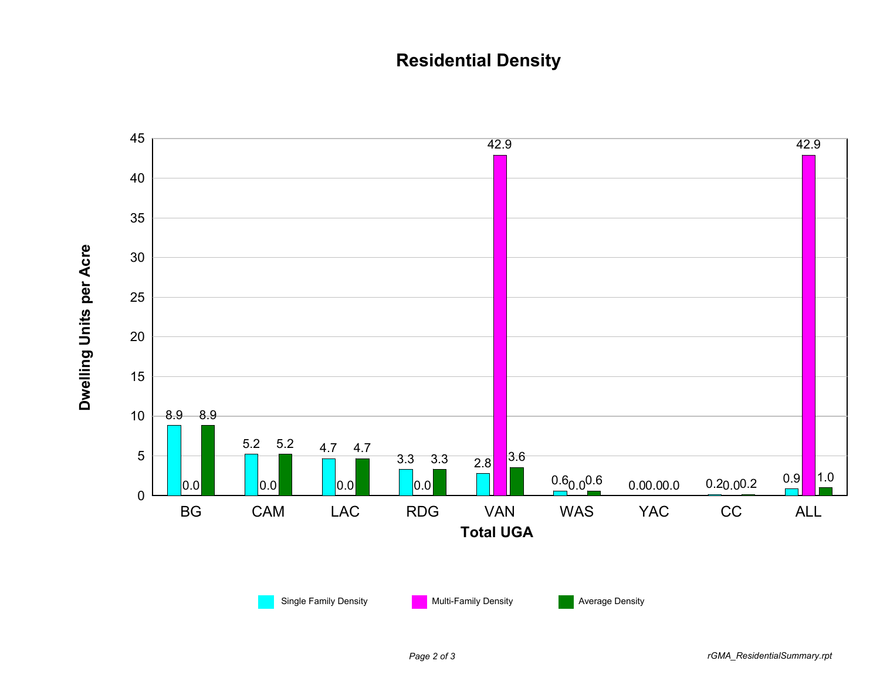# Residential Density

| Total UGA | Single Family Density | Multi-Family Density | Average Density |
|---|---|---|---|
| BG | 8.9 | 0.0 | 8.9 |
| CAM | 5.2 | 0.0 | 5.2 |
| LAC | 4.7 | 0.0 | 4.7 |
| RDG | 3.3 | 0.0 | 3.3 |
| VAN | 2.8 | 42.9 | 3.6 |
| WAS | 0.6 | 0.0 | 0.6 |
| YAC | 0.0 | 0.0 | 0.0 |
| CC | 0.2 | 0.0 | 0.2 |
| ALL | 0.9 | 42.9 | 1.0 |

Dwelling Units per Acre

*rGMA_ResidentialSummary.rpt*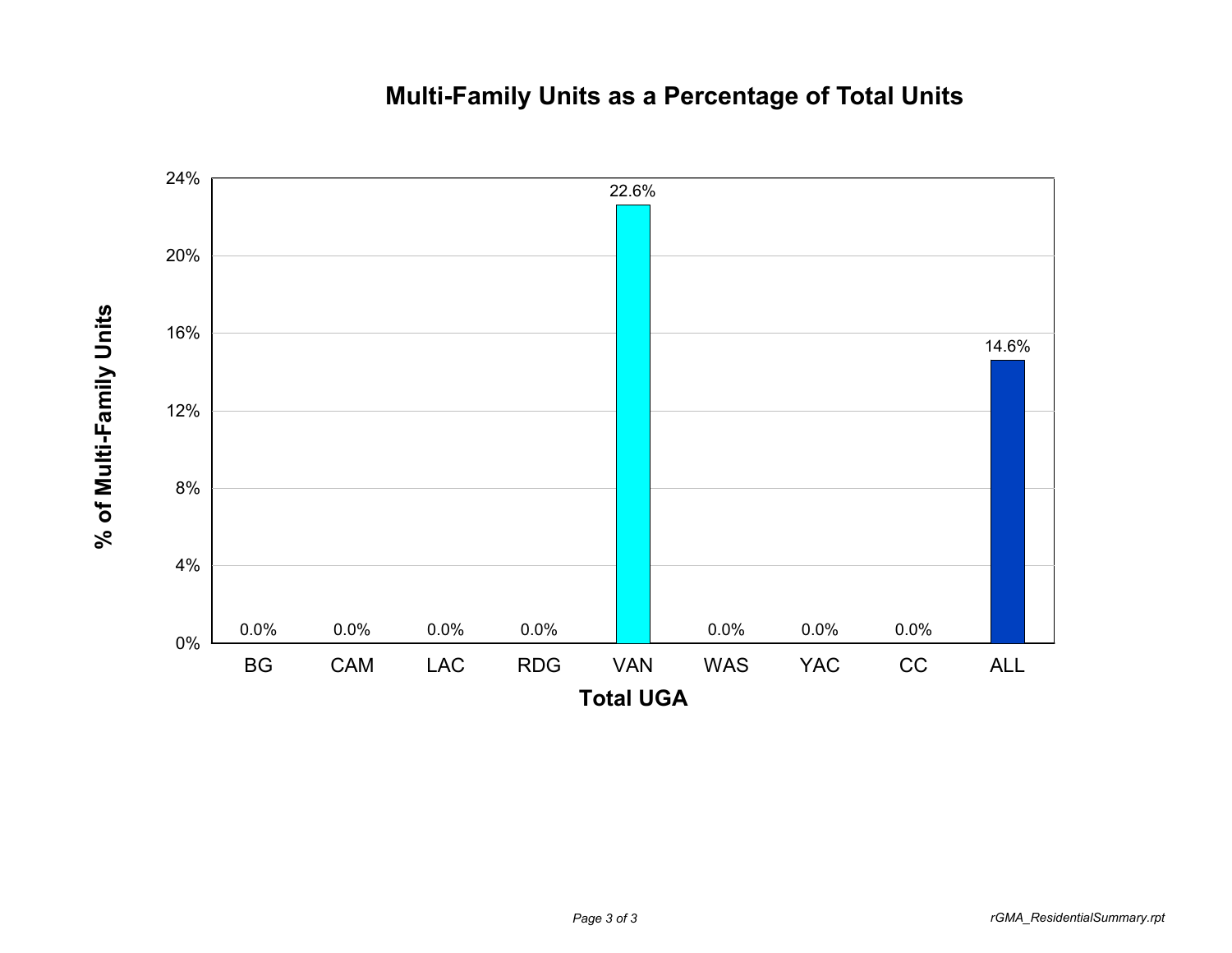## Multi-Family Units as a Percentage of Total Units

% of Multi-Family Units

24%
20%
16%
12%
8%
4%
0%

0.0%
0.0%
0.0%
0.0%
22.6%
0.0%
0.0%
0.0%
14.6%

BG
CAM
LAC
RDG
VAN
WAS
YAC
CC
ALL

Total UGA

*rGMA_ResidentialSummary.rpt*